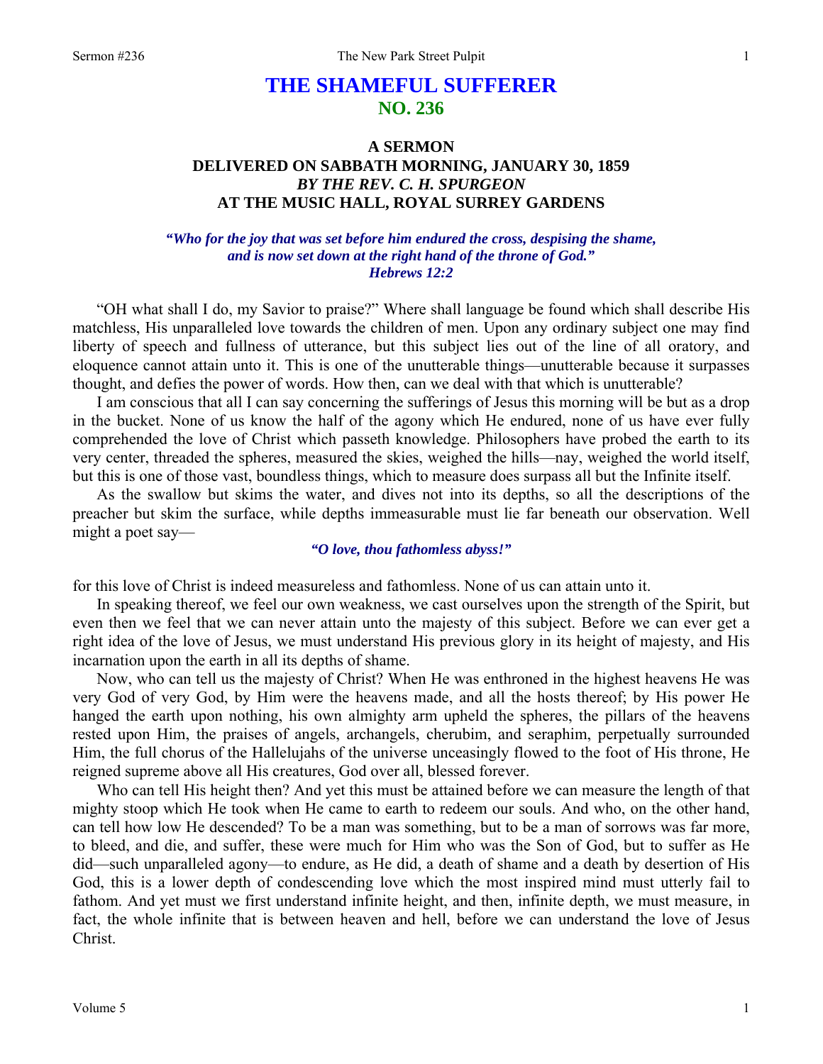# THE SHAMEFUL SUFFERER
## NO. 236

### A SERMON
### DELIVERED ON SABBATH MORNING, JANUARY 30, 1859
### *BY THE REV. C. H. SPURGEON*
### AT THE MUSIC HALL, ROYAL SURREY GARDENS

***"Who for the joy that was set before him endured the cross, despising the shame, and is now set down at the right hand of the throne of God."***
***Hebrews 12:2***

"OH what shall I do, my Savior to praise?" Where shall language be found which shall describe His matchless, His unparalleled love towards the children of men. Upon any ordinary subject one may find liberty of speech and fullness of utterance, but this subject lies out of the line of all oratory, and eloquence cannot attain unto it. This is one of the unutterable things—unutterable because it surpasses thought, and defies the power of words. How then, can we deal with that which is unutterable?

I am conscious that all I can say concerning the sufferings of Jesus this morning will be but as a drop in the bucket. None of us know the half of the agony which He endured, none of us have ever fully comprehended the love of Christ which passeth knowledge. Philosophers have probed the earth to its very center, threaded the spheres, measured the skies, weighed the hills—nay, weighed the world itself, but this is one of those vast, boundless things, which to measure does surpass all but the Infinite itself.

As the swallow but skims the water, and dives not into its depths, so all the descriptions of the preacher but skim the surface, while depths immeasurable must lie far beneath our observation. Well might a poet say—

***"O love, thou fathomless abyss!"***

for this love of Christ is indeed measureless and fathomless. None of us can attain unto it.

In speaking thereof, we feel our own weakness, we cast ourselves upon the strength of the Spirit, but even then we feel that we can never attain unto the majesty of this subject. Before we can ever get a right idea of the love of Jesus, we must understand His previous glory in its height of majesty, and His incarnation upon the earth in all its depths of shame.

Now, who can tell us the majesty of Christ? When He was enthroned in the highest heavens He was very God of very God, by Him were the heavens made, and all the hosts thereof; by His power He hanged the earth upon nothing, his own almighty arm upheld the spheres, the pillars of the heavens rested upon Him, the praises of angels, archangels, cherubim, and seraphim, perpetually surrounded Him, the full chorus of the Hallelujahs of the universe unceasingly flowed to the foot of His throne, He reigned supreme above all His creatures, God over all, blessed forever.

Who can tell His height then? And yet this must be attained before we can measure the length of that mighty stoop which He took when He came to earth to redeem our souls. And who, on the other hand, can tell how low He descended? To be a man was something, but to be a man of sorrows was far more, to bleed, and die, and suffer, these were much for Him who was the Son of God, but to suffer as He did—such unparalleled agony—to endure, as He did, a death of shame and a death by desertion of His God, this is a lower depth of condescending love which the most inspired mind must utterly fail to fathom. And yet must we first understand infinite height, and then, infinite depth, we must measure, in fact, the whole infinite that is between heaven and hell, before we can understand the love of Jesus Christ.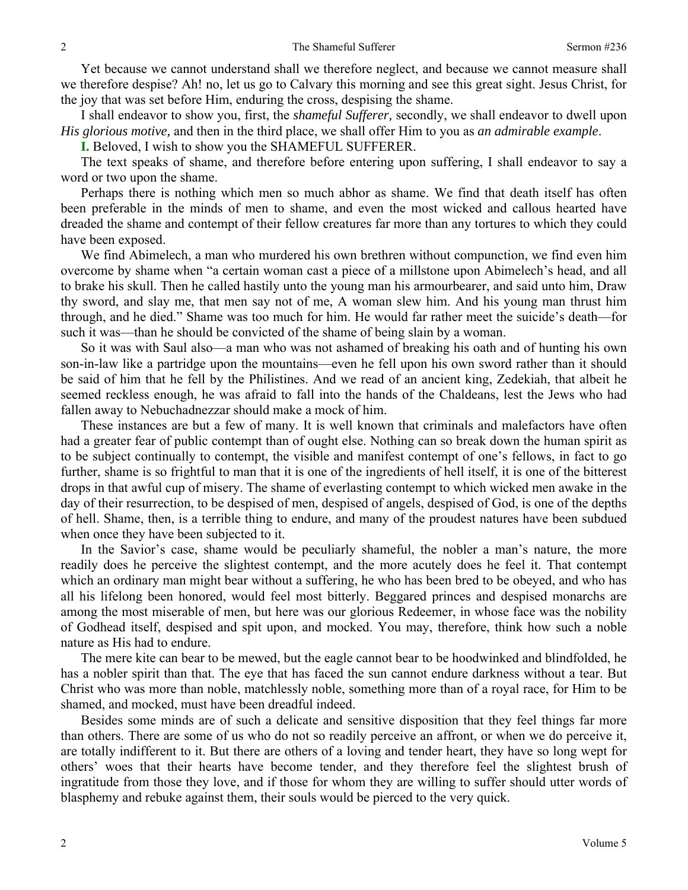Yet because we cannot understand shall we therefore neglect, and because we cannot measure shall we therefore despise? Ah! no, let us go to Calvary this morning and see this great sight. Jesus Christ, for the joy that was set before Him, enduring the cross, despising the shame.

I shall endeavor to show you, first, the *shameful Sufferer,* secondly, we shall endeavor to dwell upon *His glorious motive,* and then in the third place, we shall offer Him to you as *an admirable example*.

**I.** Beloved, I wish to show you the SHAMEFUL SUFFERER.

The text speaks of shame, and therefore before entering upon suffering, I shall endeavor to say a word or two upon the shame.

Perhaps there is nothing which men so much abhor as shame. We find that death itself has often been preferable in the minds of men to shame, and even the most wicked and callous hearted have dreaded the shame and contempt of their fellow creatures far more than any tortures to which they could have been exposed.

We find Abimelech, a man who murdered his own brethren without compunction, we find even him overcome by shame when "a certain woman cast a piece of a millstone upon Abimelech's head, and all to brake his skull. Then he called hastily unto the young man his armourbearer, and said unto him, Draw thy sword, and slay me, that men say not of me, A woman slew him. And his young man thrust him through, and he died." Shame was too much for him. He would far rather meet the suicide's death—for such it was—than he should be convicted of the shame of being slain by a woman.

So it was with Saul also—a man who was not ashamed of breaking his oath and of hunting his own son-in-law like a partridge upon the mountains—even he fell upon his own sword rather than it should be said of him that he fell by the Philistines. And we read of an ancient king, Zedekiah, that albeit he seemed reckless enough, he was afraid to fall into the hands of the Chaldeans, lest the Jews who had fallen away to Nebuchadnezzar should make a mock of him.

These instances are but a few of many. It is well known that criminals and malefactors have often had a greater fear of public contempt than of ought else. Nothing can so break down the human spirit as to be subject continually to contempt, the visible and manifest contempt of one's fellows, in fact to go further, shame is so frightful to man that it is one of the ingredients of hell itself, it is one of the bitterest drops in that awful cup of misery. The shame of everlasting contempt to which wicked men awake in the day of their resurrection, to be despised of men, despised of angels, despised of God, is one of the depths of hell. Shame, then, is a terrible thing to endure, and many of the proudest natures have been subdued when once they have been subjected to it.

In the Savior's case, shame would be peculiarly shameful, the nobler a man's nature, the more readily does he perceive the slightest contempt, and the more acutely does he feel it. That contempt which an ordinary man might bear without a suffering, he who has been bred to be obeyed, and who has all his lifelong been honored, would feel most bitterly. Beggared princes and despised monarchs are among the most miserable of men, but here was our glorious Redeemer, in whose face was the nobility of Godhead itself, despised and spit upon, and mocked. You may, therefore, think how such a noble nature as His had to endure.

The mere kite can bear to be mewed, but the eagle cannot bear to be hoodwinked and blindfolded, he has a nobler spirit than that. The eye that has faced the sun cannot endure darkness without a tear. But Christ who was more than noble, matchlessly noble, something more than of a royal race, for Him to be shamed, and mocked, must have been dreadful indeed.

Besides some minds are of such a delicate and sensitive disposition that they feel things far more than others. There are some of us who do not so readily perceive an affront, or when we do perceive it, are totally indifferent to it. But there are others of a loving and tender heart, they have so long wept for others' woes that their hearts have become tender, and they therefore feel the slightest brush of ingratitude from those they love, and if those for whom they are willing to suffer should utter words of blasphemy and rebuke against them, their souls would be pierced to the very quick.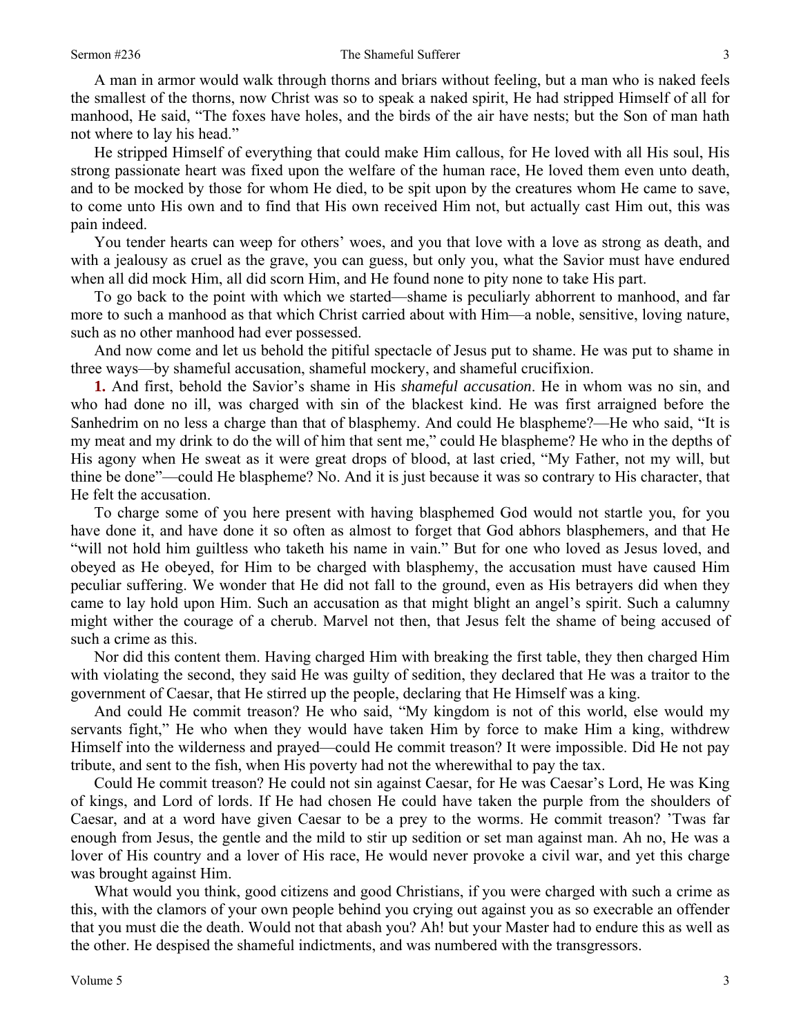A man in armor would walk through thorns and briars without feeling, but a man who is naked feels the smallest of the thorns, now Christ was so to speak a naked spirit, He had stripped Himself of all for manhood, He said, "The foxes have holes, and the birds of the air have nests; but the Son of man hath not where to lay his head."

He stripped Himself of everything that could make Him callous, for He loved with all His soul, His strong passionate heart was fixed upon the welfare of the human race, He loved them even unto death, and to be mocked by those for whom He died, to be spit upon by the creatures whom He came to save, to come unto His own and to find that His own received Him not, but actually cast Him out, this was pain indeed.

You tender hearts can weep for others' woes, and you that love with a love as strong as death, and with a jealousy as cruel as the grave, you can guess, but only you, what the Savior must have endured when all did mock Him, all did scorn Him, and He found none to pity none to take His part.

To go back to the point with which we started—shame is peculiarly abhorrent to manhood, and far more to such a manhood as that which Christ carried about with Him—a noble, sensitive, loving nature, such as no other manhood had ever possessed.

And now come and let us behold the pitiful spectacle of Jesus put to shame. He was put to shame in three ways—by shameful accusation, shameful mockery, and shameful crucifixion.

**1.** And first, behold the Savior's shame in His *shameful accusation*. He in whom was no sin, and who had done no ill, was charged with sin of the blackest kind. He was first arraigned before the Sanhedrim on no less a charge than that of blasphemy. And could He blaspheme?—He who said, "It is my meat and my drink to do the will of him that sent me," could He blaspheme? He who in the depths of His agony when He sweat as it were great drops of blood, at last cried, "My Father, not my will, but thine be done"—could He blaspheme? No. And it is just because it was so contrary to His character, that He felt the accusation.

To charge some of you here present with having blasphemed God would not startle you, for you have done it, and have done it so often as almost to forget that God abhors blasphemers, and that He "will not hold him guiltless who taketh his name in vain." But for one who loved as Jesus loved, and obeyed as He obeyed, for Him to be charged with blasphemy, the accusation must have caused Him peculiar suffering. We wonder that He did not fall to the ground, even as His betrayers did when they came to lay hold upon Him. Such an accusation as that might blight an angel's spirit. Such a calumny might wither the courage of a cherub. Marvel not then, that Jesus felt the shame of being accused of such a crime as this.

Nor did this content them. Having charged Him with breaking the first table, they then charged Him with violating the second, they said He was guilty of sedition, they declared that He was a traitor to the government of Caesar, that He stirred up the people, declaring that He Himself was a king.

And could He commit treason? He who said, "My kingdom is not of this world, else would my servants fight," He who when they would have taken Him by force to make Him a king, withdrew Himself into the wilderness and prayed—could He commit treason? It were impossible. Did He not pay tribute, and sent to the fish, when His poverty had not the wherewithal to pay the tax.

Could He commit treason? He could not sin against Caesar, for He was Caesar's Lord, He was King of kings, and Lord of lords. If He had chosen He could have taken the purple from the shoulders of Caesar, and at a word have given Caesar to be a prey to the worms. He commit treason? 'Twas far enough from Jesus, the gentle and the mild to stir up sedition or set man against man. Ah no, He was a lover of His country and a lover of His race, He would never provoke a civil war, and yet this charge was brought against Him.

What would you think, good citizens and good Christians, if you were charged with such a crime as this, with the clamors of your own people behind you crying out against you as so execrable an offender that you must die the death. Would not that abash you? Ah! but your Master had to endure this as well as the other. He despised the shameful indictments, and was numbered with the transgressors.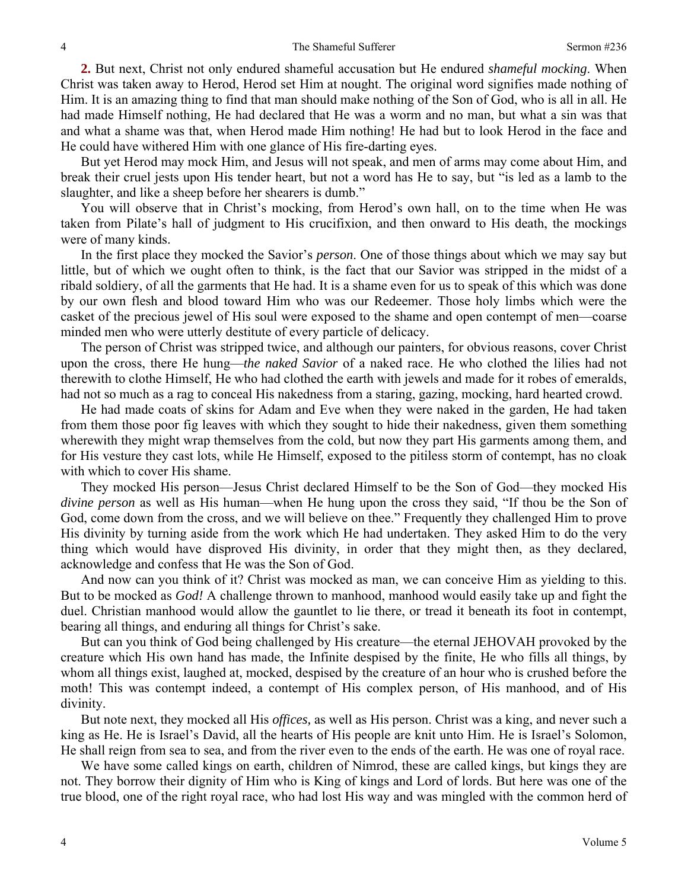**2.** But next, Christ not only endured shameful accusation but He endured *shameful mocking*. When Christ was taken away to Herod, Herod set Him at nought. The original word signifies made nothing of Him. It is an amazing thing to find that man should make nothing of the Son of God, who is all in all. He had made Himself nothing, He had declared that He was a worm and no man, but what a sin was that and what a shame was that, when Herod made Him nothing! He had but to look Herod in the face and He could have withered Him with one glance of His fire-darting eyes.

But yet Herod may mock Him, and Jesus will not speak, and men of arms may come about Him, and break their cruel jests upon His tender heart, but not a word has He to say, but "is led as a lamb to the slaughter, and like a sheep before her shearers is dumb."

You will observe that in Christ's mocking, from Herod's own hall, on to the time when He was taken from Pilate's hall of judgment to His crucifixion, and then onward to His death, the mockings were of many kinds.

In the first place they mocked the Savior's *person*. One of those things about which we may say but little, but of which we ought often to think, is the fact that our Savior was stripped in the midst of a ribald soldiery, of all the garments that He had. It is a shame even for us to speak of this which was done by our own flesh and blood toward Him who was our Redeemer. Those holy limbs which were the casket of the precious jewel of His soul were exposed to the shame and open contempt of men—coarse minded men who were utterly destitute of every particle of delicacy.

The person of Christ was stripped twice, and although our painters, for obvious reasons, cover Christ upon the cross, there He hung—*the naked Savior* of a naked race. He who clothed the lilies had not therewith to clothe Himself, He who had clothed the earth with jewels and made for it robes of emeralds, had not so much as a rag to conceal His nakedness from a staring, gazing, mocking, hard hearted crowd.

He had made coats of skins for Adam and Eve when they were naked in the garden, He had taken from them those poor fig leaves with which they sought to hide their nakedness, given them something wherewith they might wrap themselves from the cold, but now they part His garments among them, and for His vesture they cast lots, while He Himself, exposed to the pitiless storm of contempt, has no cloak with which to cover His shame.

They mocked His person—Jesus Christ declared Himself to be the Son of God—they mocked His *divine person* as well as His human—when He hung upon the cross they said, "If thou be the Son of God, come down from the cross, and we will believe on thee." Frequently they challenged Him to prove His divinity by turning aside from the work which He had undertaken. They asked Him to do the very thing which would have disproved His divinity, in order that they might then, as they declared, acknowledge and confess that He was the Son of God.

And now can you think of it? Christ was mocked as man, we can conceive Him as yielding to this. But to be mocked as *God!* A challenge thrown to manhood, manhood would easily take up and fight the duel. Christian manhood would allow the gauntlet to lie there, or tread it beneath its foot in contempt, bearing all things, and enduring all things for Christ's sake.

But can you think of God being challenged by His creature—the eternal JEHOVAH provoked by the creature which His own hand has made, the Infinite despised by the finite, He who fills all things, by whom all things exist, laughed at, mocked, despised by the creature of an hour who is crushed before the moth! This was contempt indeed, a contempt of His complex person, of His manhood, and of His divinity.

But note next, they mocked all His *offices,* as well as His person. Christ was a king, and never such a king as He. He is Israel's David, all the hearts of His people are knit unto Him. He is Israel's Solomon, He shall reign from sea to sea, and from the river even to the ends of the earth. He was one of royal race.

We have some called kings on earth, children of Nimrod, these are called kings, but kings they are not. They borrow their dignity of Him who is King of kings and Lord of lords. But here was one of the true blood, one of the right royal race, who had lost His way and was mingled with the common herd of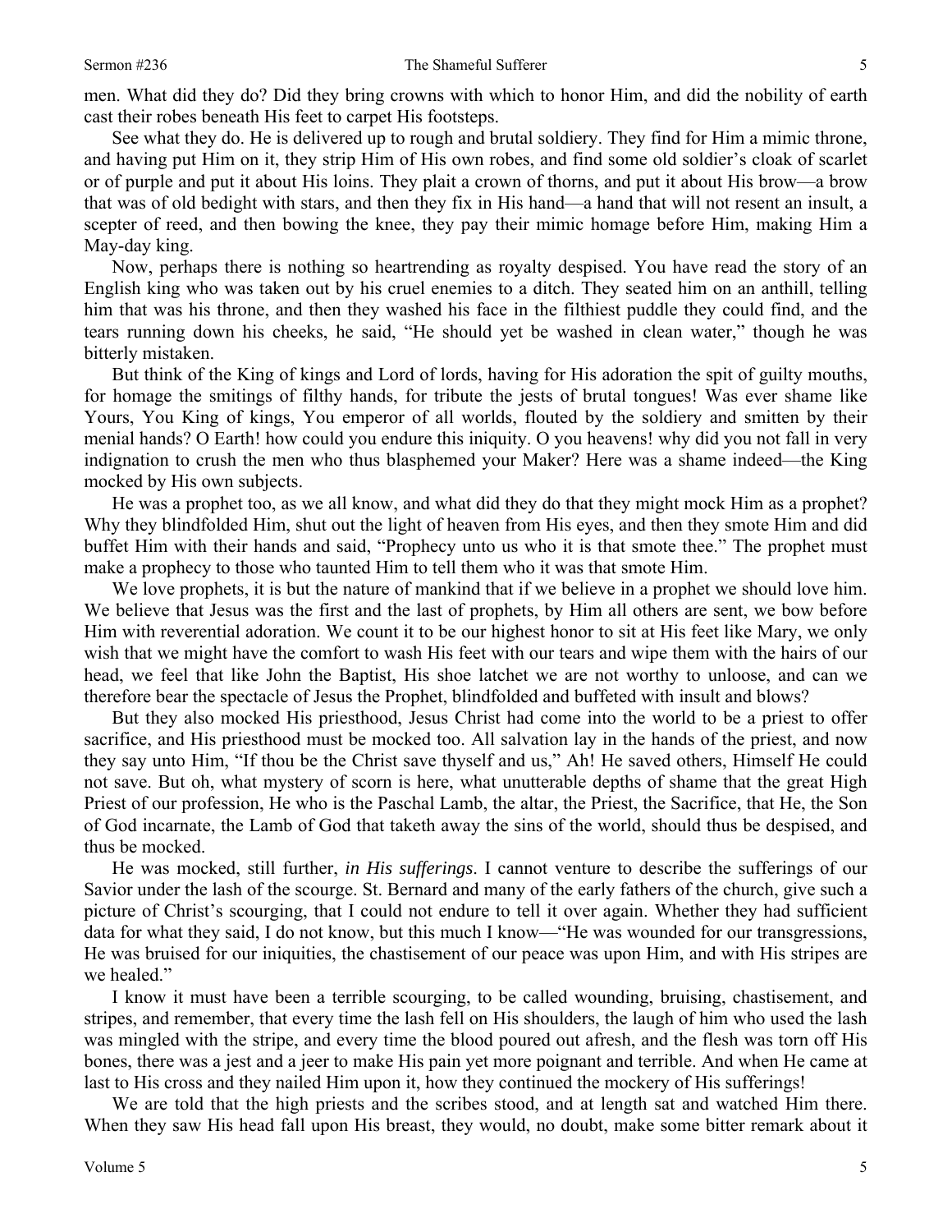men. What did they do? Did they bring crowns with which to honor Him, and did the nobility of earth cast their robes beneath His feet to carpet His footsteps.

See what they do. He is delivered up to rough and brutal soldiery. They find for Him a mimic throne, and having put Him on it, they strip Him of His own robes, and find some old soldier's cloak of scarlet or of purple and put it about His loins. They plait a crown of thorns, and put it about His brow—a brow that was of old bedight with stars, and then they fix in His hand—a hand that will not resent an insult, a scepter of reed, and then bowing the knee, they pay their mimic homage before Him, making Him a May-day king.

Now, perhaps there is nothing so heartrending as royalty despised. You have read the story of an English king who was taken out by his cruel enemies to a ditch. They seated him on an anthill, telling him that was his throne, and then they washed his face in the filthiest puddle they could find, and the tears running down his cheeks, he said, "He should yet be washed in clean water," though he was bitterly mistaken.

But think of the King of kings and Lord of lords, having for His adoration the spit of guilty mouths, for homage the smitings of filthy hands, for tribute the jests of brutal tongues! Was ever shame like Yours, You King of kings, You emperor of all worlds, flouted by the soldiery and smitten by their menial hands? O Earth! how could you endure this iniquity. O you heavens! why did you not fall in very indignation to crush the men who thus blasphemed your Maker? Here was a shame indeed—the King mocked by His own subjects.

He was a prophet too, as we all know, and what did they do that they might mock Him as a prophet? Why they blindfolded Him, shut out the light of heaven from His eyes, and then they smote Him and did buffet Him with their hands and said, "Prophecy unto us who it is that smote thee." The prophet must make a prophecy to those who taunted Him to tell them who it was that smote Him.

We love prophets, it is but the nature of mankind that if we believe in a prophet we should love him. We believe that Jesus was the first and the last of prophets, by Him all others are sent, we bow before Him with reverential adoration. We count it to be our highest honor to sit at His feet like Mary, we only wish that we might have the comfort to wash His feet with our tears and wipe them with the hairs of our head, we feel that like John the Baptist, His shoe latchet we are not worthy to unloose, and can we therefore bear the spectacle of Jesus the Prophet, blindfolded and buffeted with insult and blows?

But they also mocked His priesthood, Jesus Christ had come into the world to be a priest to offer sacrifice, and His priesthood must be mocked too. All salvation lay in the hands of the priest, and now they say unto Him, "If thou be the Christ save thyself and us," Ah! He saved others, Himself He could not save. But oh, what mystery of scorn is here, what unutterable depths of shame that the great High Priest of our profession, He who is the Paschal Lamb, the altar, the Priest, the Sacrifice, that He, the Son of God incarnate, the Lamb of God that taketh away the sins of the world, should thus be despised, and thus be mocked.

He was mocked, still further, *in His sufferings*. I cannot venture to describe the sufferings of our Savior under the lash of the scourge. St. Bernard and many of the early fathers of the church, give such a picture of Christ's scourging, that I could not endure to tell it over again. Whether they had sufficient data for what they said, I do not know, but this much I know—"He was wounded for our transgressions, He was bruised for our iniquities, the chastisement of our peace was upon Him, and with His stripes are we healed."

I know it must have been a terrible scourging, to be called wounding, bruising, chastisement, and stripes, and remember, that every time the lash fell on His shoulders, the laugh of him who used the lash was mingled with the stripe, and every time the blood poured out afresh, and the flesh was torn off His bones, there was a jest and a jeer to make His pain yet more poignant and terrible. And when He came at last to His cross and they nailed Him upon it, how they continued the mockery of His sufferings!

We are told that the high priests and the scribes stood, and at length sat and watched Him there. When they saw His head fall upon His breast, they would, no doubt, make some bitter remark about it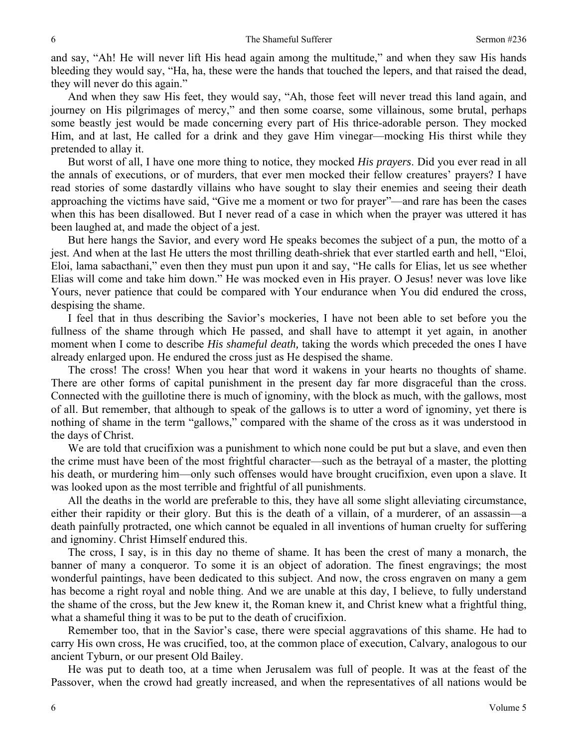and say, "Ah! He will never lift His head again among the multitude," and when they saw His hands bleeding they would say, "Ha, ha, these were the hands that touched the lepers, and that raised the dead, they will never do this again."

And when they saw His feet, they would say, "Ah, those feet will never tread this land again, and journey on His pilgrimages of mercy," and then some coarse, some villainous, some brutal, perhaps some beastly jest would be made concerning every part of His thrice-adorable person. They mocked Him, and at last, He called for a drink and they gave Him vinegar—mocking His thirst while they pretended to allay it.

But worst of all, I have one more thing to notice, they mocked *His prayers*. Did you ever read in all the annals of executions, or of murders, that ever men mocked their fellow creatures' prayers? I have read stories of some dastardly villains who have sought to slay their enemies and seeing their death approaching the victims have said, "Give me a moment or two for prayer"—and rare has been the cases when this has been disallowed. But I never read of a case in which when the prayer was uttered it has been laughed at, and made the object of a jest.

But here hangs the Savior, and every word He speaks becomes the subject of a pun, the motto of a jest. And when at the last He utters the most thrilling death-shriek that ever startled earth and hell, "Eloi, Eloi, lama sabacthani," even then they must pun upon it and say, "He calls for Elias, let us see whether Elias will come and take him down." He was mocked even in His prayer. O Jesus! never was love like Yours, never patience that could be compared with Your endurance when You did endured the cross, despising the shame.

I feel that in thus describing the Savior's mockeries, I have not been able to set before you the fullness of the shame through which He passed, and shall have to attempt it yet again, in another moment when I come to describe *His shameful death,* taking the words which preceded the ones I have already enlarged upon. He endured the cross just as He despised the shame.

The cross! The cross! When you hear that word it wakens in your hearts no thoughts of shame. There are other forms of capital punishment in the present day far more disgraceful than the cross. Connected with the guillotine there is much of ignominy, with the block as much, with the gallows, most of all. But remember, that although to speak of the gallows is to utter a word of ignominy, yet there is nothing of shame in the term "gallows," compared with the shame of the cross as it was understood in the days of Christ.

We are told that crucifixion was a punishment to which none could be put but a slave, and even then the crime must have been of the most frightful character—such as the betrayal of a master, the plotting his death, or murdering him—only such offenses would have brought crucifixion, even upon a slave. It was looked upon as the most terrible and frightful of all punishments.

All the deaths in the world are preferable to this, they have all some slight alleviating circumstance, either their rapidity or their glory. But this is the death of a villain, of a murderer, of an assassin—a death painfully protracted, one which cannot be equaled in all inventions of human cruelty for suffering and ignominy. Christ Himself endured this.

The cross, I say, is in this day no theme of shame. It has been the crest of many a monarch, the banner of many a conqueror. To some it is an object of adoration. The finest engravings; the most wonderful paintings, have been dedicated to this subject. And now, the cross engraven on many a gem has become a right royal and noble thing. And we are unable at this day, I believe, to fully understand the shame of the cross, but the Jew knew it, the Roman knew it, and Christ knew what a frightful thing, what a shameful thing it was to be put to the death of crucifixion.

Remember too, that in the Savior's case, there were special aggravations of this shame. He had to carry His own cross, He was crucified, too, at the common place of execution, Calvary, analogous to our ancient Tyburn, or our present Old Bailey.

He was put to death too, at a time when Jerusalem was full of people. It was at the feast of the Passover, when the crowd had greatly increased, and when the representatives of all nations would be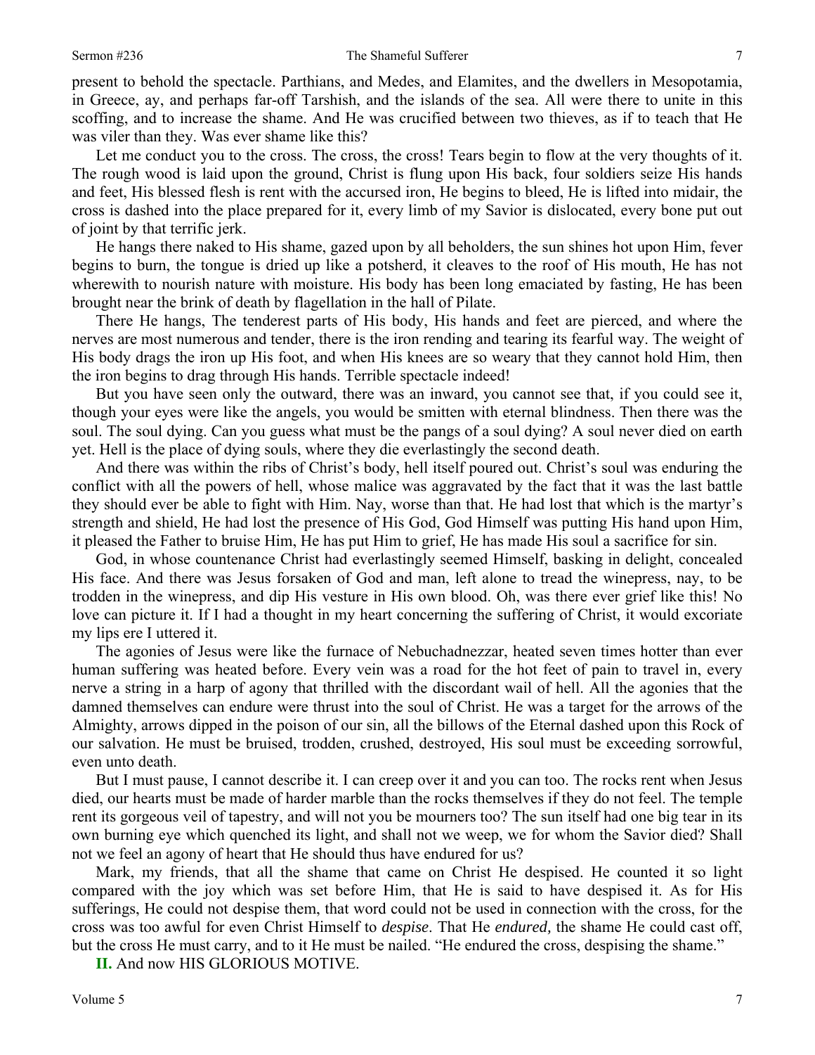present to behold the spectacle. Parthians, and Medes, and Elamites, and the dwellers in Mesopotamia, in Greece, ay, and perhaps far-off Tarshish, and the islands of the sea. All were there to unite in this scoffing, and to increase the shame. And He was crucified between two thieves, as if to teach that He was viler than they. Was ever shame like this?

Let me conduct you to the cross. The cross, the cross! Tears begin to flow at the very thoughts of it. The rough wood is laid upon the ground, Christ is flung upon His back, four soldiers seize His hands and feet, His blessed flesh is rent with the accursed iron, He begins to bleed, He is lifted into midair, the cross is dashed into the place prepared for it, every limb of my Savior is dislocated, every bone put out of joint by that terrific jerk.

He hangs there naked to His shame, gazed upon by all beholders, the sun shines hot upon Him, fever begins to burn, the tongue is dried up like a potsherd, it cleaves to the roof of His mouth, He has not wherewith to nourish nature with moisture. His body has been long emaciated by fasting, He has been brought near the brink of death by flagellation in the hall of Pilate.

There He hangs, The tenderest parts of His body, His hands and feet are pierced, and where the nerves are most numerous and tender, there is the iron rending and tearing its fearful way. The weight of His body drags the iron up His foot, and when His knees are so weary that they cannot hold Him, then the iron begins to drag through His hands. Terrible spectacle indeed!

But you have seen only the outward, there was an inward, you cannot see that, if you could see it, though your eyes were like the angels, you would be smitten with eternal blindness. Then there was the soul. The soul dying. Can you guess what must be the pangs of a soul dying? A soul never died on earth yet. Hell is the place of dying souls, where they die everlastingly the second death.

And there was within the ribs of Christ's body, hell itself poured out. Christ's soul was enduring the conflict with all the powers of hell, whose malice was aggravated by the fact that it was the last battle they should ever be able to fight with Him. Nay, worse than that. He had lost that which is the martyr's strength and shield, He had lost the presence of His God, God Himself was putting His hand upon Him, it pleased the Father to bruise Him, He has put Him to grief, He has made His soul a sacrifice for sin.

God, in whose countenance Christ had everlastingly seemed Himself, basking in delight, concealed His face. And there was Jesus forsaken of God and man, left alone to tread the winepress, nay, to be trodden in the winepress, and dip His vesture in His own blood. Oh, was there ever grief like this! No love can picture it. If I had a thought in my heart concerning the suffering of Christ, it would excoriate my lips ere I uttered it.

The agonies of Jesus were like the furnace of Nebuchadnezzar, heated seven times hotter than ever human suffering was heated before. Every vein was a road for the hot feet of pain to travel in, every nerve a string in a harp of agony that thrilled with the discordant wail of hell. All the agonies that the damned themselves can endure were thrust into the soul of Christ. He was a target for the arrows of the Almighty, arrows dipped in the poison of our sin, all the billows of the Eternal dashed upon this Rock of our salvation. He must be bruised, trodden, crushed, destroyed, His soul must be exceeding sorrowful, even unto death.

But I must pause, I cannot describe it. I can creep over it and you can too. The rocks rent when Jesus died, our hearts must be made of harder marble than the rocks themselves if they do not feel. The temple rent its gorgeous veil of tapestry, and will not you be mourners too? The sun itself had one big tear in its own burning eye which quenched its light, and shall not we weep, we for whom the Savior died? Shall not we feel an agony of heart that He should thus have endured for us?

Mark, my friends, that all the shame that came on Christ He despised. He counted it so light compared with the joy which was set before Him, that He is said to have despised it. As for His sufferings, He could not despise them, that word could not be used in connection with the cross, for the cross was too awful for even Christ Himself to *despise*. That He *endured,* the shame He could cast off, but the cross He must carry, and to it He must be nailed. "He endured the cross, despising the shame."

**II.** And now HIS GLORIOUS MOTIVE.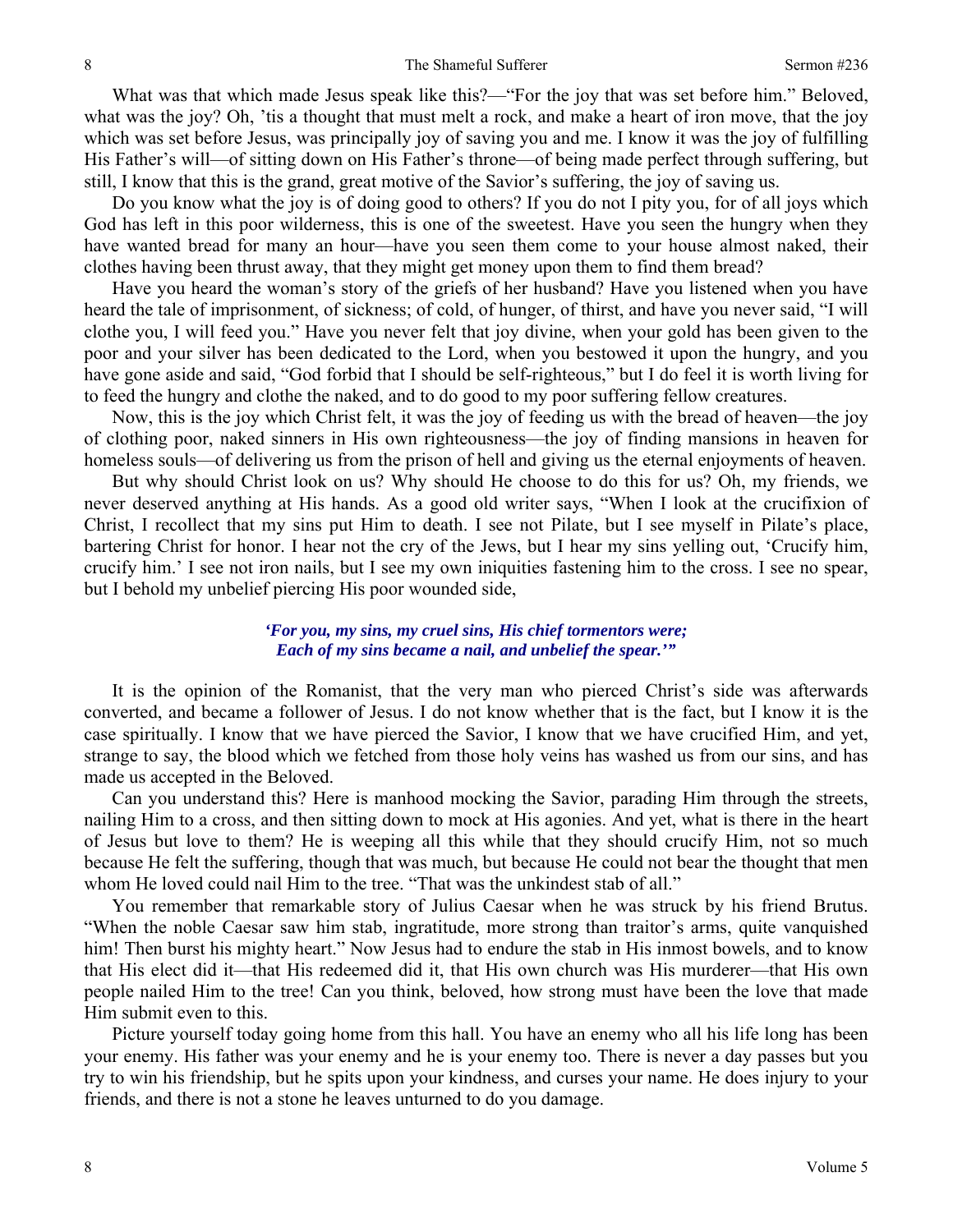What was that which made Jesus speak like this?—"For the joy that was set before him." Beloved, what was the joy? Oh, 'tis a thought that must melt a rock, and make a heart of iron move, that the joy which was set before Jesus, was principally joy of saving you and me. I know it was the joy of fulfilling His Father's will—of sitting down on His Father's throne—of being made perfect through suffering, but still, I know that this is the grand, great motive of the Savior's suffering, the joy of saving us.

Do you know what the joy is of doing good to others? If you do not I pity you, for of all joys which God has left in this poor wilderness, this is one of the sweetest. Have you seen the hungry when they have wanted bread for many an hour—have you seen them come to your house almost naked, their clothes having been thrust away, that they might get money upon them to find them bread?

Have you heard the woman's story of the griefs of her husband? Have you listened when you have heard the tale of imprisonment, of sickness; of cold, of hunger, of thirst, and have you never said, "I will clothe you, I will feed you." Have you never felt that joy divine, when your gold has been given to the poor and your silver has been dedicated to the Lord, when you bestowed it upon the hungry, and you have gone aside and said, "God forbid that I should be self-righteous," but I do feel it is worth living for to feed the hungry and clothe the naked, and to do good to my poor suffering fellow creatures.

Now, this is the joy which Christ felt, it was the joy of feeding us with the bread of heaven—the joy of clothing poor, naked sinners in His own righteousness—the joy of finding mansions in heaven for homeless souls—of delivering us from the prison of hell and giving us the eternal enjoyments of heaven.

But why should Christ look on us? Why should He choose to do this for us? Oh, my friends, we never deserved anything at His hands. As a good old writer says, "When I look at the crucifixion of Christ, I recollect that my sins put Him to death. I see not Pilate, but I see myself in Pilate's place, bartering Christ for honor. I hear not the cry of the Jews, but I hear my sins yelling out, 'Crucify him, crucify him.' I see not iron nails, but I see my own iniquities fastening him to the cross. I see no spear, but I behold my unbelief piercing His poor wounded side,

> ***'For you, my sins, my cruel sins, His chief tormentors were;***
> ***Each of my sins became a nail, and unbelief the spear.'"***

It is the opinion of the Romanist, that the very man who pierced Christ's side was afterwards converted, and became a follower of Jesus. I do not know whether that is the fact, but I know it is the case spiritually. I know that we have pierced the Savior, I know that we have crucified Him, and yet, strange to say, the blood which we fetched from those holy veins has washed us from our sins, and has made us accepted in the Beloved.

Can you understand this? Here is manhood mocking the Savior, parading Him through the streets, nailing Him to a cross, and then sitting down to mock at His agonies. And yet, what is there in the heart of Jesus but love to them? He is weeping all this while that they should crucify Him, not so much because He felt the suffering, though that was much, but because He could not bear the thought that men whom He loved could nail Him to the tree. "That was the unkindest stab of all."

You remember that remarkable story of Julius Caesar when he was struck by his friend Brutus. "When the noble Caesar saw him stab, ingratitude, more strong than traitor's arms, quite vanquished him! Then burst his mighty heart." Now Jesus had to endure the stab in His inmost bowels, and to know that His elect did it—that His redeemed did it, that His own church was His murderer—that His own people nailed Him to the tree! Can you think, beloved, how strong must have been the love that made Him submit even to this.

Picture yourself today going home from this hall. You have an enemy who all his life long has been your enemy. His father was your enemy and he is your enemy too. There is never a day passes but you try to win his friendship, but he spits upon your kindness, and curses your name. He does injury to your friends, and there is not a stone he leaves unturned to do you damage.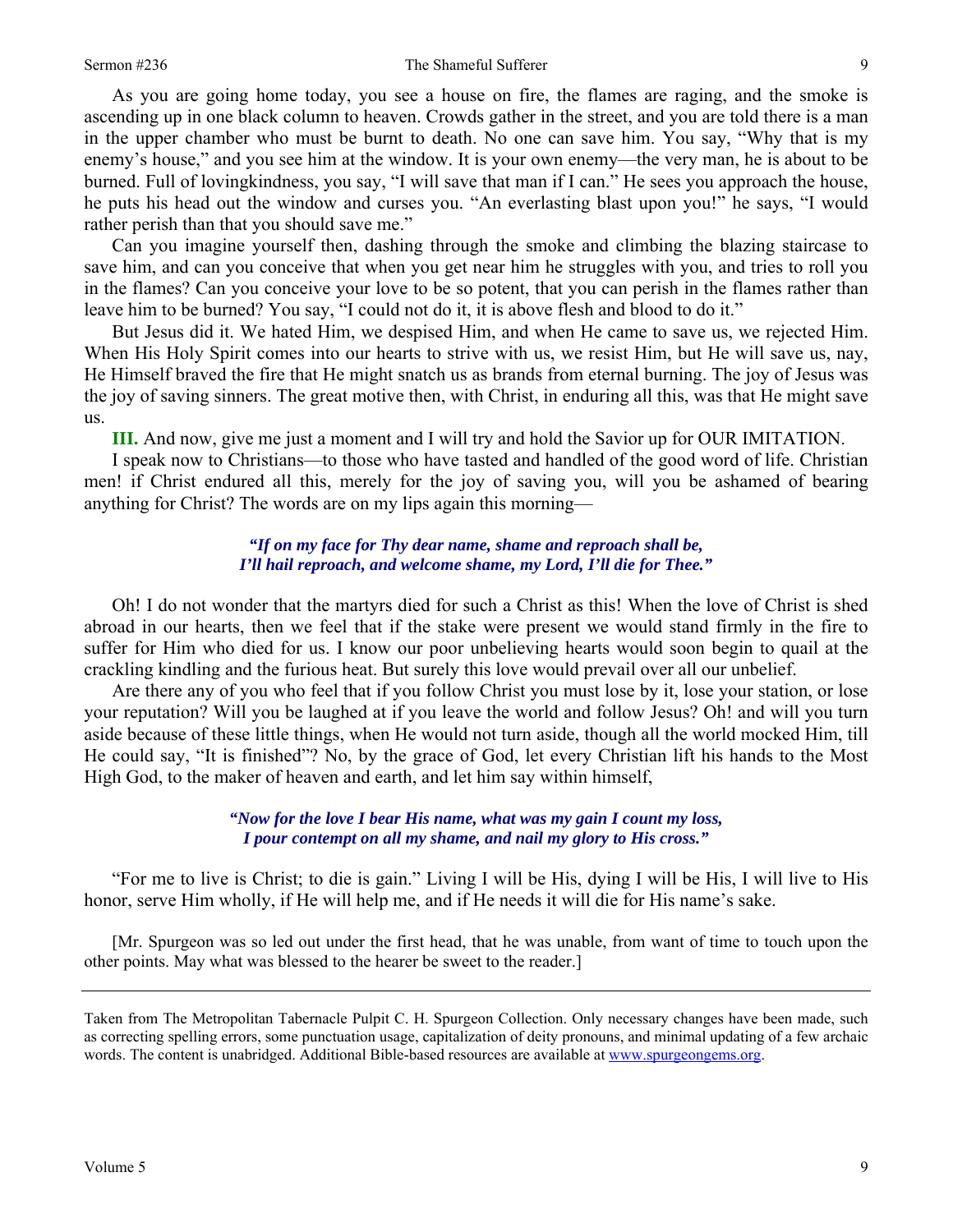As you are going home today, you see a house on fire, the flames are raging, and the smoke is ascending up in one black column to heaven. Crowds gather in the street, and you are told there is a man in the upper chamber who must be burnt to death. No one can save him. You say, "Why that is my enemy's house," and you see him at the window. It is your own enemy—the very man, he is about to be burned. Full of lovingkindness, you say, "I will save that man if I can." He sees you approach the house, he puts his head out the window and curses you. "An everlasting blast upon you!" he says, "I would rather perish than that you should save me."

Can you imagine yourself then, dashing through the smoke and climbing the blazing staircase to save him, and can you conceive that when you get near him he struggles with you, and tries to roll you in the flames? Can you conceive your love to be so potent, that you can perish in the flames rather than leave him to be burned? You say, "I could not do it, it is above flesh and blood to do it."

But Jesus did it. We hated Him, we despised Him, and when He came to save us, we rejected Him. When His Holy Spirit comes into our hearts to strive with us, we resist Him, but He will save us, nay, He Himself braved the fire that He might snatch us as brands from eternal burning. The joy of Jesus was the joy of saving sinners. The great motive then, with Christ, in enduring all this, was that He might save us.

**III.** And now, give me just a moment and I will try and hold the Savior up for OUR IMITATION.

I speak now to Christians—to those who have tasted and handled of the good word of life. Christian men! if Christ endured all this, merely for the joy of saving you, will you be ashamed of bearing anything for Christ? The words are on my lips again this morning—

> ***"If on my face for Thy dear name, shame and reproach shall be,***
> ***I'll hail reproach, and welcome shame, my Lord, I'll die for Thee."***

Oh! I do not wonder that the martyrs died for such a Christ as this! When the love of Christ is shed abroad in our hearts, then we feel that if the stake were present we would stand firmly in the fire to suffer for Him who died for us. I know our poor unbelieving hearts would soon begin to quail at the crackling kindling and the furious heat. But surely this love would prevail over all our unbelief.

Are there any of you who feel that if you follow Christ you must lose by it, lose your station, or lose your reputation? Will you be laughed at if you leave the world and follow Jesus? Oh! and will you turn aside because of these little things, when He would not turn aside, though all the world mocked Him, till He could say, "It is finished"? No, by the grace of God, let every Christian lift his hands to the Most High God, to the maker of heaven and earth, and let him say within himself,

> ***"Now for the love I bear His name, what was my gain I count my loss,***
> ***I pour contempt on all my shame, and nail my glory to His cross."***

"For me to live is Christ; to die is gain." Living I will be His, dying I will be His, I will live to His honor, serve Him wholly, if He will help me, and if He needs it will die for His name's sake.

[Mr. Spurgeon was so led out under the first head, that he was unable, from want of time to touch upon the other points. May what was blessed to the hearer be sweet to the reader.]

---

Taken from The Metropolitan Tabernacle Pulpit C. H. Spurgeon Collection. Only necessary changes have been made, such as correcting spelling errors, some punctuation usage, capitalization of deity pronouns, and minimal updating of a few archaic words. The content is unabridged. Additional Bible-based resources are available at www.spurgeongems.org.